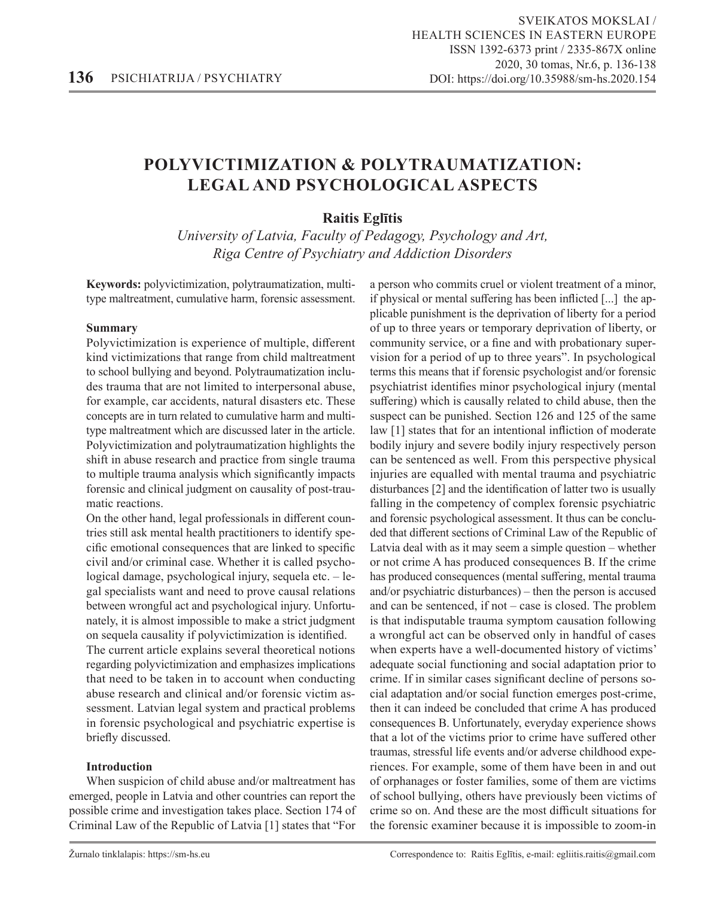# POLYVICTIMIZATION & POLYTRAUMATIZATION: LEGAL AND PSYCHOLOGICAL ASPECTS

**Raitis Eglītis**

*University of Latvia, Faculty of Pedagogy, Psychology and Art, Riga Centre of Psychiatry and Addiction Disorders*

**Keywords:** polyvictimization, polytraumatization, multi-type maltreatment, cumulative harm, forensic assessment.

**Summary**

Polyvictimization is experience of multiple, different kind victimizations that range from child maltreatment to school bullying and beyond. Polytraumatization includes trauma that are not limited to interpersonal abuse, for example, car accidents, natural disasters etc. These concepts are in turn related to cumulative harm and multi-type maltreatment which are discussed later in the article. Polyvictimization and polytraumatization highlights the shift in abuse research and practice from single trauma to multiple trauma analysis which significantly impacts forensic and clinical judgment on causality of post-traumatic reactions.

On the other hand, legal professionals in different countries still ask mental health practitioners to identify specific emotional consequences that are linked to specific civil and/or criminal case. Whether it is called psychological damage, psychological injury, sequela etc. – legal specialists want and need to prove causal relations between wrongful act and psychological injury. Unfortunately, it is almost impossible to make a strict judgment on sequela causality if polyvictimization is identified.

The current article explains several theoretical notions regarding polyvictimization and emphasizes implications that need to be taken in to account when conducting abuse research and clinical and/or forensic victim assessment. Latvian legal system and practical problems in forensic psychological and psychiatric expertise is briefly discussed.

**Introduction**

When suspicion of child abuse and/or maltreatment has emerged, people in Latvia and other countries can report the possible crime and investigation takes place. Section 174 of Criminal Law of the Republic of Latvia [1] states that "For a person who commits cruel or violent treatment of a minor, if physical or mental suffering has been inflicted [...] the applicable punishment is the deprivation of liberty for a period of up to three years or temporary deprivation of liberty, or community service, or a fine and with probationary supervision for a period of up to three years". In psychological terms this means that if forensic psychologist and/or forensic psychiatrist identifies minor psychological injury (mental suffering) which is causally related to child abuse, then the suspect can be punished. Section 126 and 125 of the same law [1] states that for an intentional infliction of moderate bodily injury and severe bodily injury respectively person can be sentenced as well. From this perspective physical injuries are equalled with mental trauma and psychiatric disturbances [2] and the identification of latter two is usually falling in the competency of complex forensic psychiatric and forensic psychological assessment. It thus can be concluded that different sections of Criminal Law of the Republic of Latvia deal with as it may seem a simple question – whether or not crime A has produced consequences B. If the crime has produced consequences (mental suffering, mental trauma and/or psychiatric disturbances) – then the person is accused and can be sentenced, if not – case is closed. The problem is that indisputable trauma symptom causation following a wrongful act can be observed only in handful of cases when experts have a well-documented history of victims' adequate social functioning and social adaptation prior to crime. If in similar cases significant decline of persons social adaptation and/or social function emerges post-crime, then it can indeed be concluded that crime A has produced consequences B. Unfortunately, everyday experience shows that a lot of the victims prior to crime have suffered other traumas, stressful life events and/or adverse childhood experiences. For example, some of them have been in and out of orphanages or foster families, some of them are victims of school bullying, others have previously been victims of crime so on. And these are the most difficult situations for the forensic examiner because it is impossible to zoom-in

Žurnalo tinklalapis: https://sm-hs.eu

Correspondence to: Raitis Eglītis, e-mail: egliitis.raitis@gmail.com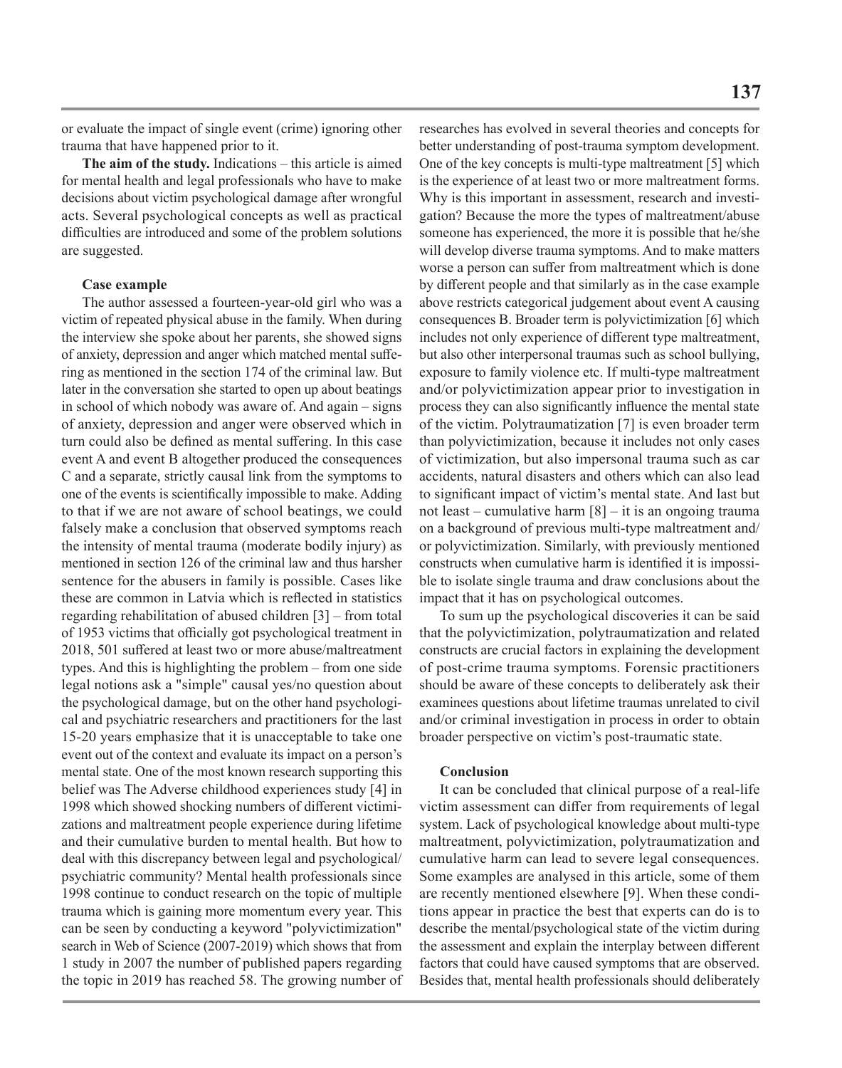or evaluate the impact of single event (crime) ignoring other trauma that have happened prior to it.

**The aim of the study.** Indications – this article is aimed for mental health and legal professionals who have to make decisions about victim psychological damage after wrongful acts. Several psychological concepts as well as practical difficulties are introduced and some of the problem solutions are suggested.

### Case example

The author assessed a fourteen-year-old girl who was a victim of repeated physical abuse in the family. When during the interview she spoke about her parents, she showed signs of anxiety, depression and anger which matched mental suffering as mentioned in the section 174 of the criminal law. But later in the conversation she started to open up about beatings in school of which nobody was aware of. And again – signs of anxiety, depression and anger were observed which in turn could also be defined as mental suffering. In this case event A and event B altogether produced the consequences C and a separate, strictly causal link from the symptoms to one of the events is scientifically impossible to make. Adding to that if we are not aware of school beatings, we could falsely make a conclusion that observed symptoms reach the intensity of mental trauma (moderate bodily injury) as mentioned in section 126 of the criminal law and thus harsher sentence for the abusers in family is possible. Cases like these are common in Latvia which is reflected in statistics regarding rehabilitation of abused children [3] – from total of 1953 victims that officially got psychological treatment in 2018, 501 suffered at least two or more abuse/maltreatment types. And this is highlighting the problem – from one side legal notions ask a "simple" causal yes/no question about the psychological damage, but on the other hand psychological and psychiatric researchers and practitioners for the last 15-20 years emphasize that it is unacceptable to take one event out of the context and evaluate its impact on a person's mental state. One of the most known research supporting this belief was The Adverse childhood experiences study [4] in 1998 which showed shocking numbers of different victimizations and maltreatment people experience during lifetime and their cumulative burden to mental health. But how to deal with this discrepancy between legal and psychological/psychiatric community? Mental health professionals since 1998 continue to conduct research on the topic of multiple trauma which is gaining more momentum every year. This can be seen by conducting a keyword "polyvictimization" search in Web of Science (2007-2019) which shows that from 1 study in 2007 the number of published papers regarding the topic in 2019 has reached 58. The growing number of researches has evolved in several theories and concepts for better understanding of post-trauma symptom development. One of the key concepts is multi-type maltreatment [5] which is the experience of at least two or more maltreatment forms. Why is this important in assessment, research and investigation? Because the more the types of maltreatment/abuse someone has experienced, the more it is possible that he/she will develop diverse trauma symptoms. And to make matters worse a person can suffer from maltreatment which is done by different people and that similarly as in the case example above restricts categorical judgement about event A causing consequences B. Broader term is polyvictimization [6] which includes not only experience of different type maltreatment, but also other interpersonal traumas such as school bullying, exposure to family violence etc. If multi-type maltreatment and/or polyvictimization appear prior to investigation in process they can also significantly influence the mental state of the victim. Polytraumatization [7] is even broader term than polyvictimization, because it includes not only cases of victimization, but also impersonal trauma such as car accidents, natural disasters and others which can also lead to significant impact of victim's mental state. And last but not least – cumulative harm [8] – it is an ongoing trauma on a background of previous multi-type maltreatment and/or polyvictimization. Similarly, with previously mentioned constructs when cumulative harm is identified it is impossible to isolate single trauma and draw conclusions about the impact that it has on psychological outcomes.

To sum up the psychological discoveries it can be said that the polyvictimization, polytraumatization and related constructs are crucial factors in explaining the development of post-crime trauma symptoms. Forensic practitioners should be aware of these concepts to deliberately ask their examinees questions about lifetime traumas unrelated to civil and/or criminal investigation in process in order to obtain broader perspective on victim's post-traumatic state.

### Conclusion

It can be concluded that clinical purpose of a real-life victim assessment can differ from requirements of legal system. Lack of psychological knowledge about multi-type maltreatment, polyvictimization, polytraumatization and cumulative harm can lead to severe legal consequences. Some examples are analysed in this article, some of them are recently mentioned elsewhere [9]. When these conditions appear in practice the best that experts can do is to describe the mental/psychological state of the victim during the assessment and explain the interplay between different factors that could have caused symptoms that are observed. Besides that, mental health professionals should deliberately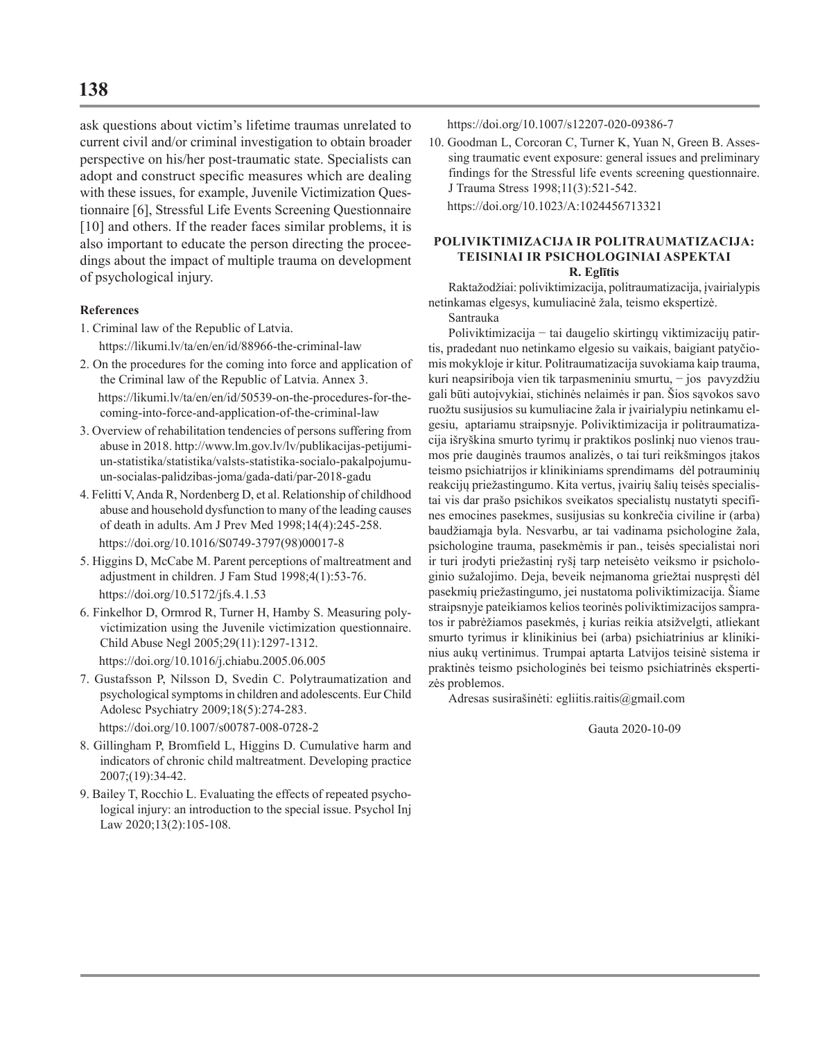ask questions about victim's lifetime traumas unrelated to current civil and/or criminal investigation to obtain broader perspective on his/her post-traumatic state. Specialists can adopt and construct specific measures which are dealing with these issues, for example, Juvenile Victimization Questionnaire [6], Stressful Life Events Screening Questionnaire [10] and others. If the reader faces similar problems, it is also important to educate the person directing the proceedings about the impact of multiple trauma on development of psychological injury.

**References**

1. Criminal law of the Republic of Latvia. https://likumi.lv/ta/en/en/id/88966-the-criminal-law
2. On the procedures for the coming into force and application of the Criminal law of the Republic of Latvia. Annex 3. https://likumi.lv/ta/en/en/id/50539-on-the-procedures-for-the-coming-into-force-and-application-of-the-criminal-law
3. Overview of rehabilitation tendencies of persons suffering from abuse in 2018. http://www.lm.gov.lv/lv/publikacijas-petijumi-un-statistika/statistika/valsts-statistika-socialo-pakalpojumu-un-socialas-palidzibas-joma/gada-dati/par-2018-gadu
4. Felitti V, Anda R, Nordenberg D, et al. Relationship of childhood abuse and household dysfunction to many of the leading causes of death in adults. Am J Prev Med 1998;14(4):245-258. https://doi.org/10.1016/S0749-3797(98)00017-8
5. Higgins D, McCabe M. Parent perceptions of maltreatment and adjustment in children. J Fam Stud 1998;4(1):53-76. https://doi.org/10.5172/jfs.4.1.53
6. Finkelhor D, Ormrod R, Turner H, Hamby S. Measuring poly-victimization using the Juvenile victimization questionnaire. Child Abuse Negl 2005;29(11):1297-1312. https://doi.org/10.1016/j.chiabu.2005.06.005
7. Gustafsson P, Nilsson D, Svedin C. Polytraumatization and psychological symptoms in children and adolescents. Eur Child Adolesc Psychiatry 2009;18(5):274-283. https://doi.org/10.1007/s00787-008-0728-2
8. Gillingham P, Bromfield L, Higgins D. Cumulative harm and indicators of chronic child maltreatment. Developing practice 2007;(19):34-42.
9. Bailey T, Rocchio L. Evaluating the effects of repeated psychological injury: an introduction to the special issue. Psychol Inj Law 2020;13(2):105-108. https://doi.org/10.1007/s12207-020-09386-7
10. Goodman L, Corcoran C, Turner K, Yuan N, Green B. Assessing traumatic event exposure: general issues and preliminary findings for the Stressful life events screening questionnaire. J Trauma Stress 1998;11(3):521-542. https://doi.org/10.1023/A:1024456713321

## POLIVIKTIMIZACIJA IR POLITRAUMATIZACIJA: TEISINIAI IR PSICHOLOGINIAI ASPEKTAI

**R. Eglītis**

Raktažodžiai: poliviktimizacija, politraumatizacija, įvairialypis netinkamas elgesys, kumuliacinė žala, teismo ekspertizė.

Santrauka

Poliviktimizacija − tai daugelio skirtingų viktimizacijų patirtis, pradedant nuo netinkamo elgesio su vaikais, baigiant patyčiomis mokykloje ir kitur. Politraumatizacija suvokiama kaip trauma, kuri neapsiriboja vien tik tarpasmeniniu smurtu, − jos pavyzdžiu gali būti autoįvykiai, stichinės nelaimės ir pan. Šios sąvokos savo ruožtu susijusios su kumuliacine žala ir įvairialypiu netinkamu elgesiu, aptariamu straipsnyje. Poliviktimizacija ir politraumatizacija išryškina smurto tyrimų ir praktikos poslinkį nuo vienos traumos prie daugines traumos analizės, o tai turi reikšmingos įtakos teismo psichiatrijos ir klinikiniams sprendimams dėl potrauminių reakcijų priežastingumo. Kita vertus, įvairių šalių teisės specialistai vis dar prašo psichikos sveikatos specialistų nustatyti specifines emocines pasekmes, susijusias su konkrečia civiline ir (arba) baudžiamąja byla. Nesvarbu, ar tai vadinama psichologine žala, psichologine trauma, pasekmėmis ir pan., teisės specialistai nori ir turi įrodyti priežastinį ryšį tarp neteisėto veiksmo ir psichologinio sužalojimo. Deja, beveik neįmanoma griežtai nuspręsti dėl pasekmių priežastingumo, jei nustatoma poliviktimizacija. Šiame straipsnyje pateikiamos kelios teorinės poliviktimizacijos sampratos ir pabrėžiamos pasekmės, į kurias reikia atsižvelgti, atliekant smurto tyrimus ir klinikinius bei (arba) psichiatrinius ar klinikinius aukų vertinimus. Trumpai aptarta Latvijos teisinė sistema ir praktinės teismo psichologinės bei teismo psichiatrinės ekspertizės problemos.

Adresas susirašinėti: egliitis.raitis@gmail.com

Gauta 2020-10-09